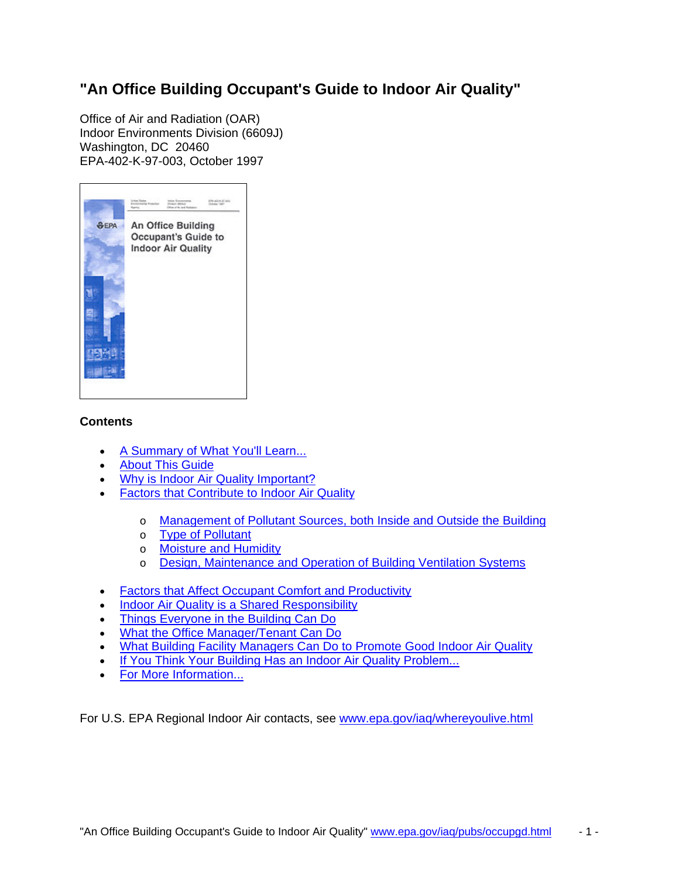# "An Office Building Occupant's Guide to Indoor Air Quality"

Office of Air and Radiation (OAR)
Indoor Environments Division (6609J)
Washington, DC 20460
EPA-402-K-97-003, October 1997

## Contents

- A Summary of What You'll Learn...
- About This Guide
- Why is Indoor Air Quality Important?
- Factors that Contribute to Indoor Air Quality
  - Management of Pollutant Sources, both Inside and Outside the Building
  - Type of Pollutant
  - Moisture and Humidity
  - Design, Maintenance and Operation of Building Ventilation Systems
- Factors that Affect Occupant Comfort and Productivity
- Indoor Air Quality is a Shared Responsibility
- Things Everyone in the Building Can Do
- What the Office Manager/Tenant Can Do
- What Building Facility Managers Can Do to Promote Good Indoor Air Quality
- If You Think Your Building Has an Indoor Air Quality Problem...
- For More Information...

For U.S. EPA Regional Indoor Air contacts, see www.epa.gov/iaq/whereyoulive.html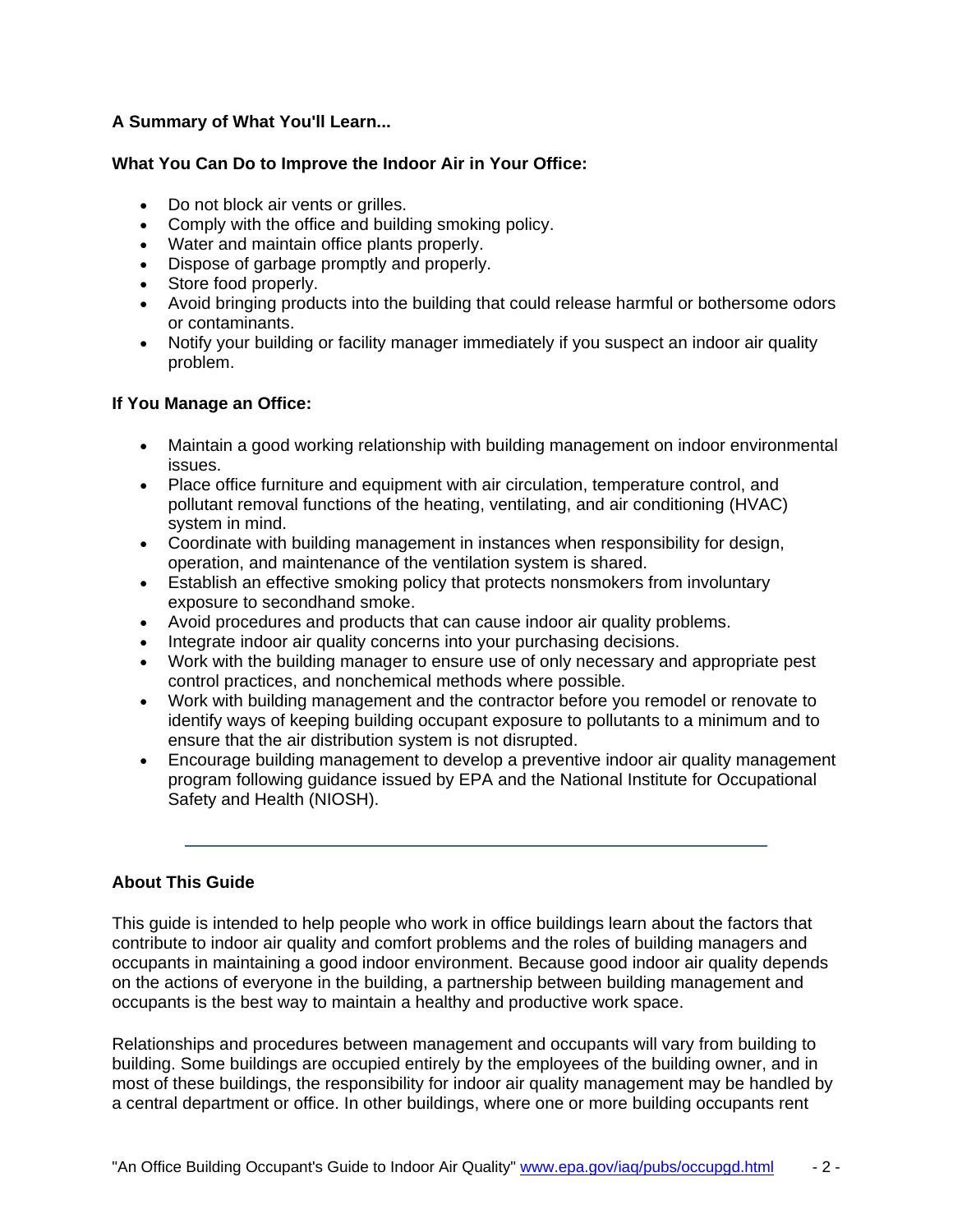**A Summary of What You'll Learn...**

**What You Can Do to Improve the Indoor Air in Your Office:**

- Do not block air vents or grilles.
- Comply with the office and building smoking policy.
- Water and maintain office plants properly.
- Dispose of garbage promptly and properly.
- Store food properly.
- Avoid bringing products into the building that could release harmful or bothersome odors or contaminants.
- Notify your building or facility manager immediately if you suspect an indoor air quality problem.

**If You Manage an Office:**

- Maintain a good working relationship with building management on indoor environmental issues.
- Place office furniture and equipment with air circulation, temperature control, and pollutant removal functions of the heating, ventilating, and air conditioning (HVAC) system in mind.
- Coordinate with building management in instances when responsibility for design, operation, and maintenance of the ventilation system is shared.
- Establish an effective smoking policy that protects nonsmokers from involuntary exposure to secondhand smoke.
- Avoid procedures and products that can cause indoor air quality problems.
- Integrate indoor air quality concerns into your purchasing decisions.
- Work with the building manager to ensure use of only necessary and appropriate pest control practices, and nonchemical methods where possible.
- Work with building management and the contractor before you remodel or renovate to identify ways of keeping building occupant exposure to pollutants to a minimum and to ensure that the air distribution system is not disrupted.
- Encourage building management to develop a preventive indoor air quality management program following guidance issued by EPA and the National Institute for Occupational Safety and Health (NIOSH).

---

**About This Guide**

This guide is intended to help people who work in office buildings learn about the factors that contribute to indoor air quality and comfort problems and the roles of building managers and occupants in maintaining a good indoor environment. Because good indoor air quality depends on the actions of everyone in the building, a partnership between building management and occupants is the best way to maintain a healthy and productive work space.

Relationships and procedures between management and occupants will vary from building to building. Some buildings are occupied entirely by the employees of the building owner, and in most of these buildings, the responsibility for indoor air quality management may be handled by a central department or office. In other buildings, where one or more building occupants rent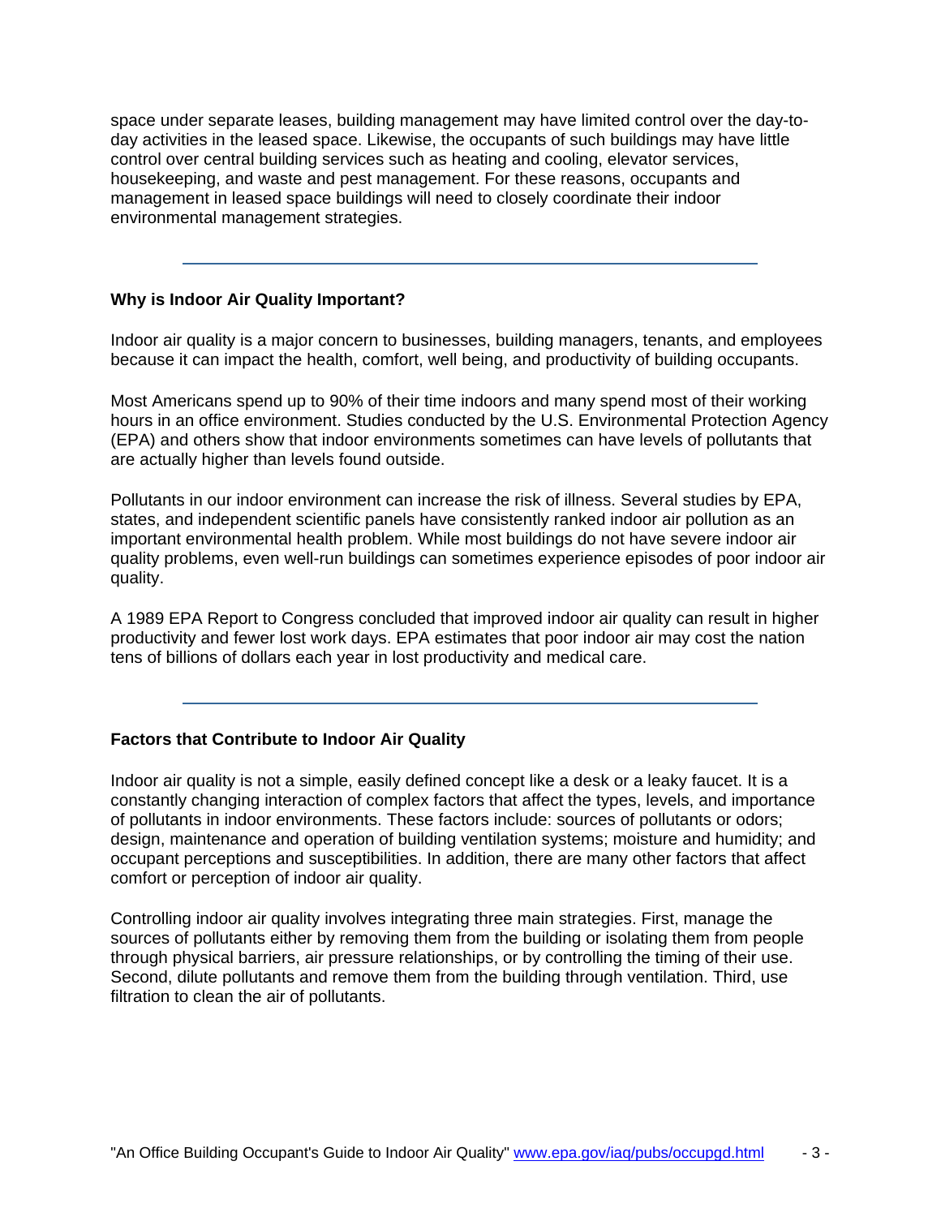space under separate leases, building management may have limited control over the day-to-day activities in the leased space. Likewise, the occupants of such buildings may have little control over central building services such as heating and cooling, elevator services, housekeeping, and waste and pest management. For these reasons, occupants and management in leased space buildings will need to closely coordinate their indoor environmental management strategies.

---

### Why is Indoor Air Quality Important?

Indoor air quality is a major concern to businesses, building managers, tenants, and employees because it can impact the health, comfort, well being, and productivity of building occupants.

Most Americans spend up to 90% of their time indoors and many spend most of their working hours in an office environment. Studies conducted by the U.S. Environmental Protection Agency (EPA) and others show that indoor environments sometimes can have levels of pollutants that are actually higher than levels found outside.

Pollutants in our indoor environment can increase the risk of illness. Several studies by EPA, states, and independent scientific panels have consistently ranked indoor air pollution as an important environmental health problem. While most buildings do not have severe indoor air quality problems, even well-run buildings can sometimes experience episodes of poor indoor air quality.

A 1989 EPA Report to Congress concluded that improved indoor air quality can result in higher productivity and fewer lost work days. EPA estimates that poor indoor air may cost the nation tens of billions of dollars each year in lost productivity and medical care.

---

### Factors that Contribute to Indoor Air Quality

Indoor air quality is not a simple, easily defined concept like a desk or a leaky faucet. It is a constantly changing interaction of complex factors that affect the types, levels, and importance of pollutants in indoor environments. These factors include: sources of pollutants or odors; design, maintenance and operation of building ventilation systems; moisture and humidity; and occupant perceptions and susceptibilities. In addition, there are many other factors that affect comfort or perception of indoor air quality.

Controlling indoor air quality involves integrating three main strategies. First, manage the sources of pollutants either by removing them from the building or isolating them from people through physical barriers, air pressure relationships, or by controlling the timing of their use. Second, dilute pollutants and remove them from the building through ventilation. Third, use filtration to clean the air of pollutants.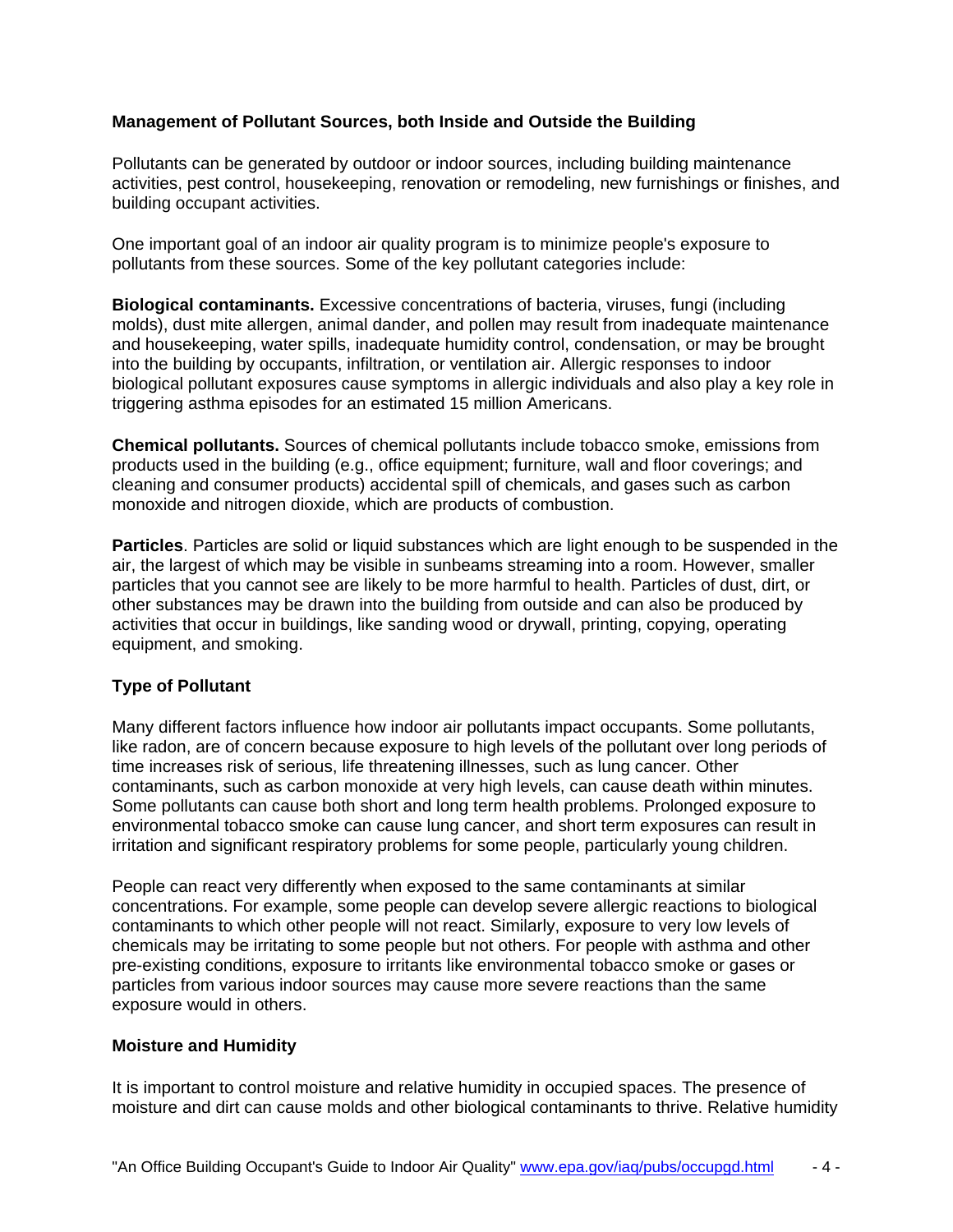### Management of Pollutant Sources, both Inside and Outside the Building

Pollutants can be generated by outdoor or indoor sources, including building maintenance activities, pest control, housekeeping, renovation or remodeling, new furnishings or finishes, and building occupant activities.

One important goal of an indoor air quality program is to minimize people's exposure to pollutants from these sources. Some of the key pollutant categories include:

**Biological contaminants.** Excessive concentrations of bacteria, viruses, fungi (including molds), dust mite allergen, animal dander, and pollen may result from inadequate maintenance and housekeeping, water spills, inadequate humidity control, condensation, or may be brought into the building by occupants, infiltration, or ventilation air. Allergic responses to indoor biological pollutant exposures cause symptoms in allergic individuals and also play a key role in triggering asthma episodes for an estimated 15 million Americans.

**Chemical pollutants.** Sources of chemical pollutants include tobacco smoke, emissions from products used in the building (e.g., office equipment; furniture, wall and floor coverings; and cleaning and consumer products) accidental spill of chemicals, and gases such as carbon monoxide and nitrogen dioxide, which are products of combustion.

**Particles**. Particles are solid or liquid substances which are light enough to be suspended in the air, the largest of which may be visible in sunbeams streaming into a room. However, smaller particles that you cannot see are likely to be more harmful to health. Particles of dust, dirt, or other substances may be drawn into the building from outside and can also be produced by activities that occur in buildings, like sanding wood or drywall, printing, copying, operating equipment, and smoking.

### Type of Pollutant

Many different factors influence how indoor air pollutants impact occupants. Some pollutants, like radon, are of concern because exposure to high levels of the pollutant over long periods of time increases risk of serious, life threatening illnesses, such as lung cancer. Other contaminants, such as carbon monoxide at very high levels, can cause death within minutes. Some pollutants can cause both short and long term health problems. Prolonged exposure to environmental tobacco smoke can cause lung cancer, and short term exposures can result in irritation and significant respiratory problems for some people, particularly young children.

People can react very differently when exposed to the same contaminants at similar concentrations. For example, some people can develop severe allergic reactions to biological contaminants to which other people will not react. Similarly, exposure to very low levels of chemicals may be irritating to some people but not others. For people with asthma and other pre-existing conditions, exposure to irritants like environmental tobacco smoke or gases or particles from various indoor sources may cause more severe reactions than the same exposure would in others.

### Moisture and Humidity

It is important to control moisture and relative humidity in occupied spaces. The presence of moisture and dirt can cause molds and other biological contaminants to thrive. Relative humidity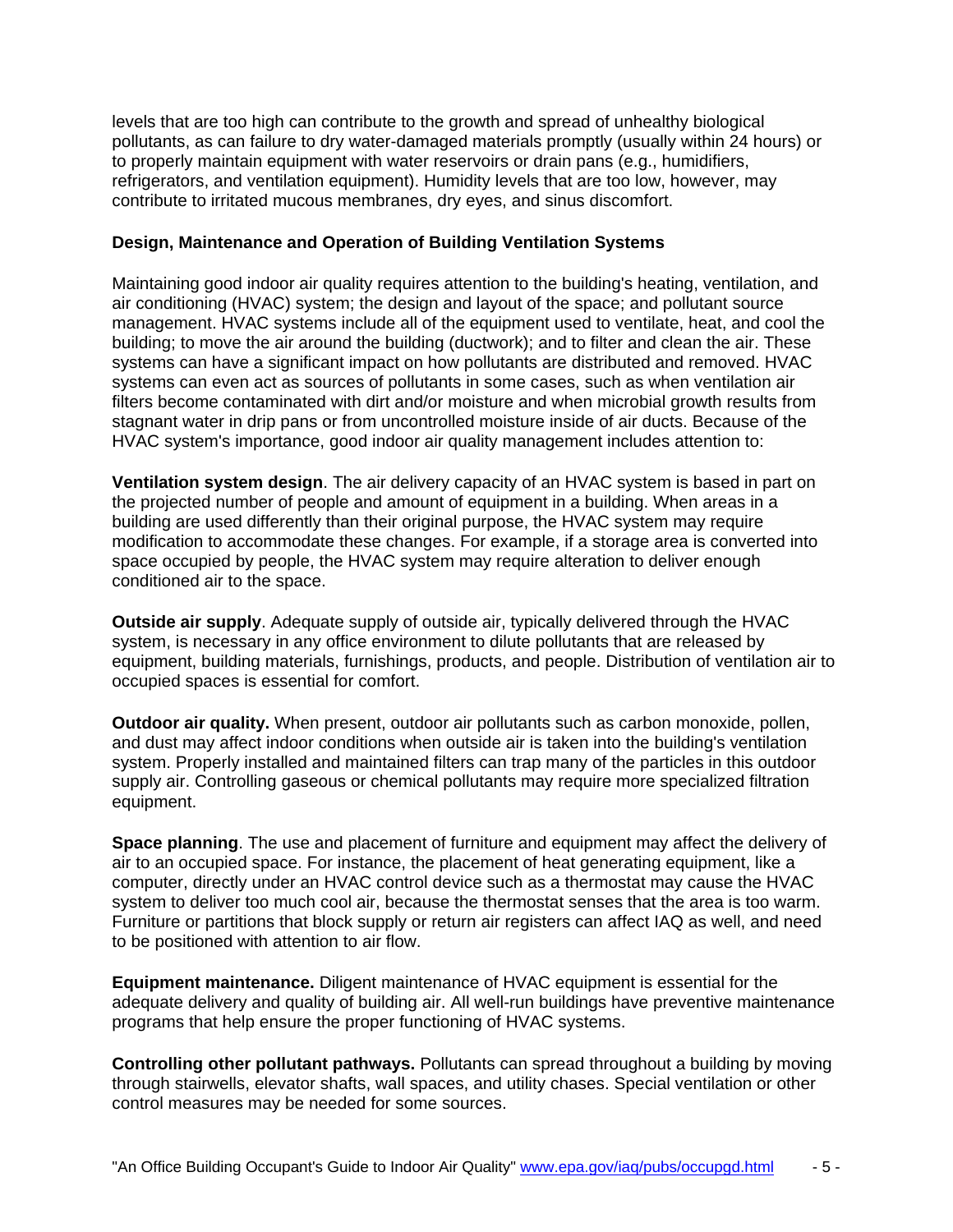levels that are too high can contribute to the growth and spread of unhealthy biological pollutants, as can failure to dry water-damaged materials promptly (usually within 24 hours) or to properly maintain equipment with water reservoirs or drain pans (e.g., humidifiers, refrigerators, and ventilation equipment). Humidity levels that are too low, however, may contribute to irritated mucous membranes, dry eyes, and sinus discomfort.

### Design, Maintenance and Operation of Building Ventilation Systems

Maintaining good indoor air quality requires attention to the building's heating, ventilation, and air conditioning (HVAC) system; the design and layout of the space; and pollutant source management. HVAC systems include all of the equipment used to ventilate, heat, and cool the building; to move the air around the building (ductwork); and to filter and clean the air. These systems can have a significant impact on how pollutants are distributed and removed. HVAC systems can even act as sources of pollutants in some cases, such as when ventilation air filters become contaminated with dirt and/or moisture and when microbial growth results from stagnant water in drip pans or from uncontrolled moisture inside of air ducts. Because of the HVAC system's importance, good indoor air quality management includes attention to:

**Ventilation system design**. The air delivery capacity of an HVAC system is based in part on the projected number of people and amount of equipment in a building. When areas in a building are used differently than their original purpose, the HVAC system may require modification to accommodate these changes. For example, if a storage area is converted into space occupied by people, the HVAC system may require alteration to deliver enough conditioned air to the space.

**Outside air supply**. Adequate supply of outside air, typically delivered through the HVAC system, is necessary in any office environment to dilute pollutants that are released by equipment, building materials, furnishings, products, and people. Distribution of ventilation air to occupied spaces is essential for comfort.

**Outdoor air quality.** When present, outdoor air pollutants such as carbon monoxide, pollen, and dust may affect indoor conditions when outside air is taken into the building's ventilation system. Properly installed and maintained filters can trap many of the particles in this outdoor supply air. Controlling gaseous or chemical pollutants may require more specialized filtration equipment.

**Space planning**. The use and placement of furniture and equipment may affect the delivery of air to an occupied space. For instance, the placement of heat generating equipment, like a computer, directly under an HVAC control device such as a thermostat may cause the HVAC system to deliver too much cool air, because the thermostat senses that the area is too warm. Furniture or partitions that block supply or return air registers can affect IAQ as well, and need to be positioned with attention to air flow.

**Equipment maintenance.** Diligent maintenance of HVAC equipment is essential for the adequate delivery and quality of building air. All well-run buildings have preventive maintenance programs that help ensure the proper functioning of HVAC systems.

**Controlling other pollutant pathways.** Pollutants can spread throughout a building by moving through stairwells, elevator shafts, wall spaces, and utility chases. Special ventilation or other control measures may be needed for some sources.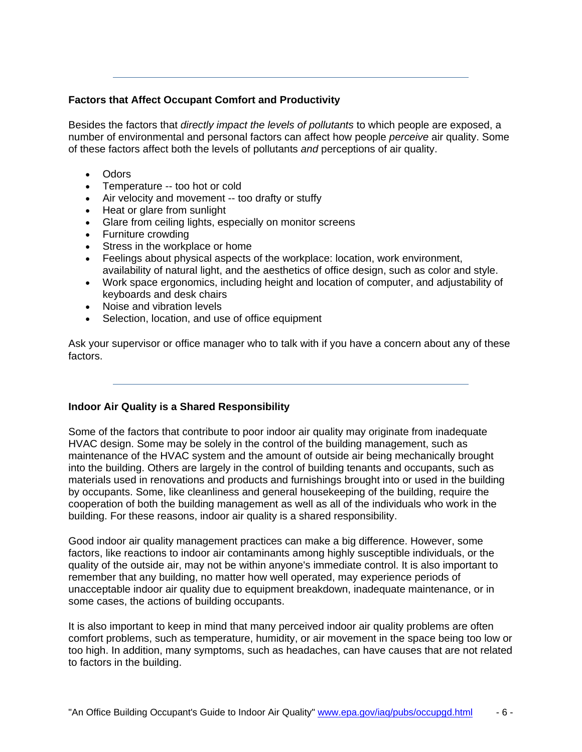---

**Factors that Affect Occupant Comfort and Productivity**

Besides the factors that *directly impact the levels of pollutants* to which people are exposed, a number of environmental and personal factors can affect how people *perceive* air quality. Some of these factors affect both the levels of pollutants *and* perceptions of air quality.

- Odors
- Temperature -- too hot or cold
- Air velocity and movement -- too drafty or stuffy
- Heat or glare from sunlight
- Glare from ceiling lights, especially on monitor screens
- Furniture crowding
- Stress in the workplace or home
- Feelings about physical aspects of the workplace: location, work environment, availability of natural light, and the aesthetics of office design, such as color and style.
- Work space ergonomics, including height and location of computer, and adjustability of keyboards and desk chairs
- Noise and vibration levels
- Selection, location, and use of office equipment

Ask your supervisor or office manager who to talk with if you have a concern about any of these factors.

---

**Indoor Air Quality is a Shared Responsibility**

Some of the factors that contribute to poor indoor air quality may originate from inadequate HVAC design. Some may be solely in the control of the building management, such as maintenance of the HVAC system and the amount of outside air being mechanically brought into the building. Others are largely in the control of building tenants and occupants, such as materials used in renovations and products and furnishings brought into or used in the building by occupants. Some, like cleanliness and general housekeeping of the building, require the cooperation of both the building management as well as all of the individuals who work in the building. For these reasons, indoor air quality is a shared responsibility.

Good indoor air quality management practices can make a big difference. However, some factors, like reactions to indoor air contaminants among highly susceptible individuals, or the quality of the outside air, may not be within anyone's immediate control. It is also important to remember that any building, no matter how well operated, may experience periods of unacceptable indoor air quality due to equipment breakdown, inadequate maintenance, or in some cases, the actions of building occupants.

It is also important to keep in mind that many perceived indoor air quality problems are often comfort problems, such as temperature, humidity, or air movement in the space being too low or too high. In addition, many symptoms, such as headaches, can have causes that are not related to factors in the building.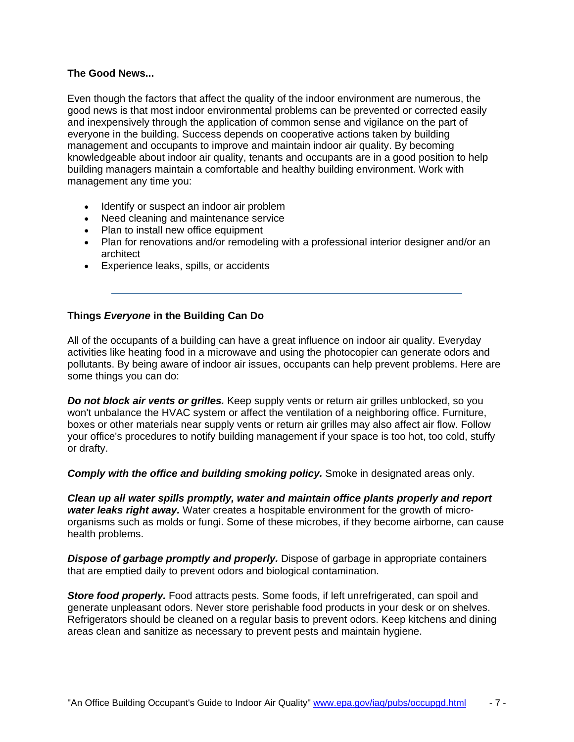### The Good News...

Even though the factors that affect the quality of the indoor environment are numerous, the good news is that most indoor environmental problems can be prevented or corrected easily and inexpensively through the application of common sense and vigilance on the part of everyone in the building. Success depends on cooperative actions taken by building management and occupants to improve and maintain indoor air quality. By becoming knowledgeable about indoor air quality, tenants and occupants are in a good position to help building managers maintain a comfortable and healthy building environment. Work with management any time you:

- Identify or suspect an indoor air problem
- Need cleaning and maintenance service
- Plan to install new office equipment
- Plan for renovations and/or remodeling with a professional interior designer and/or an architect
- Experience leaks, spills, or accidents

---

### Things *Everyone* in the Building Can Do

All of the occupants of a building can have a great influence on indoor air quality. Everyday activities like heating food in a microwave and using the photocopier can generate odors and pollutants. By being aware of indoor air issues, occupants can help prevent problems. Here are some things you can do:

***Do not block air vents or grilles.*** Keep supply vents or return air grilles unblocked, so you won't unbalance the HVAC system or affect the ventilation of a neighboring office. Furniture, boxes or other materials near supply vents or return air grilles may also affect air flow. Follow your office's procedures to notify building management if your space is too hot, too cold, stuffy or drafty.

***Comply with the office and building smoking policy.*** Smoke in designated areas only.

***Clean up all water spills promptly, water and maintain office plants properly and report water leaks right away.*** Water creates a hospitable environment for the growth of micro-organisms such as molds or fungi. Some of these microbes, if they become airborne, can cause health problems.

***Dispose of garbage promptly and properly.*** Dispose of garbage in appropriate containers that are emptied daily to prevent odors and biological contamination.

***Store food properly.*** Food attracts pests. Some foods, if left unrefrigerated, can spoil and generate unpleasant odors. Never store perishable food products in your desk or on shelves. Refrigerators should be cleaned on a regular basis to prevent odors. Keep kitchens and dining areas clean and sanitize as necessary to prevent pests and maintain hygiene.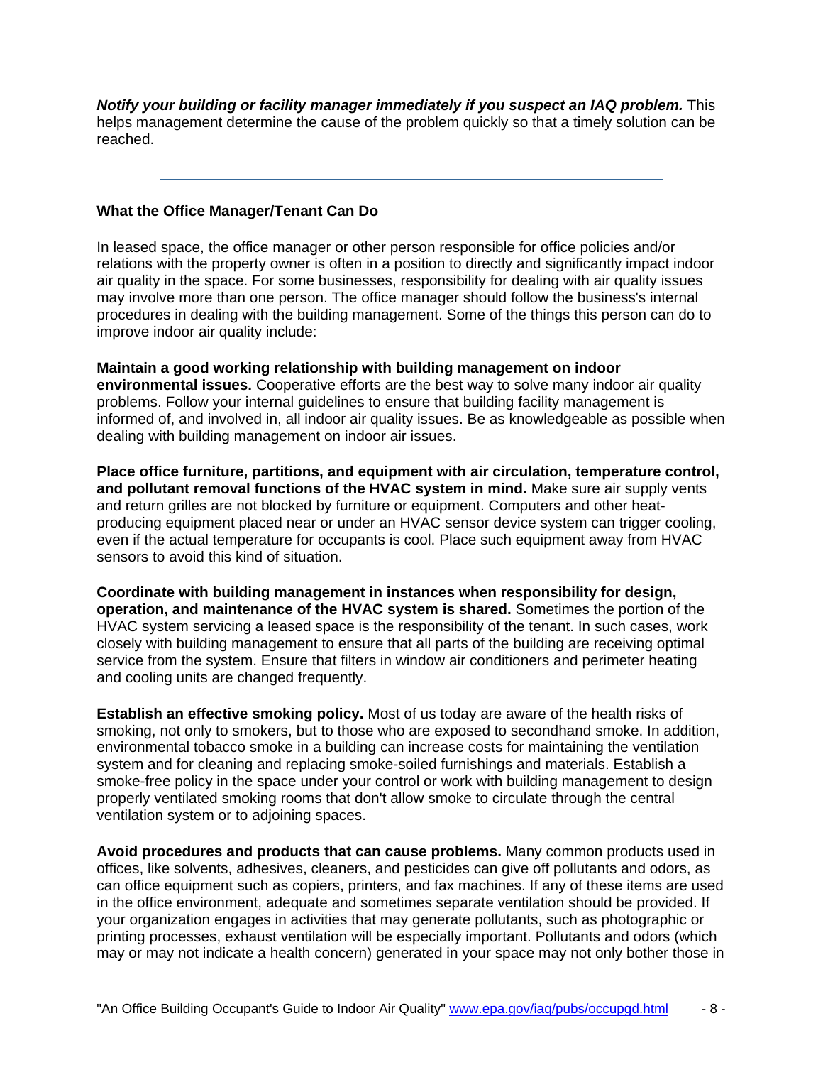***Notify your building or facility manager immediately if you suspect an IAQ problem.*** This helps management determine the cause of the problem quickly so that a timely solution can be reached.

---

**What the Office Manager/Tenant Can Do**

In leased space, the office manager or other person responsible for office policies and/or relations with the property owner is often in a position to directly and significantly impact indoor air quality in the space. For some businesses, responsibility for dealing with air quality issues may involve more than one person. The office manager should follow the business's internal procedures in dealing with the building management. Some of the things this person can do to improve indoor air quality include:

**Maintain a good working relationship with building management on indoor environmental issues.** Cooperative efforts are the best way to solve many indoor air quality problems. Follow your internal guidelines to ensure that building facility management is informed of, and involved in, all indoor air quality issues. Be as knowledgeable as possible when dealing with building management on indoor air issues.

**Place office furniture, partitions, and equipment with air circulation, temperature control, and pollutant removal functions of the HVAC system in mind.** Make sure air supply vents and return grilles are not blocked by furniture or equipment. Computers and other heat-producing equipment placed near or under an HVAC sensor device system can trigger cooling, even if the actual temperature for occupants is cool. Place such equipment away from HVAC sensors to avoid this kind of situation.

**Coordinate with building management in instances when responsibility for design, operation, and maintenance of the HVAC system is shared.** Sometimes the portion of the HVAC system servicing a leased space is the responsibility of the tenant. In such cases, work closely with building management to ensure that all parts of the building are receiving optimal service from the system. Ensure that filters in window air conditioners and perimeter heating and cooling units are changed frequently.

**Establish an effective smoking policy.** Most of us today are aware of the health risks of smoking, not only to smokers, but to those who are exposed to secondhand smoke. In addition, environmental tobacco smoke in a building can increase costs for maintaining the ventilation system and for cleaning and replacing smoke-soiled furnishings and materials. Establish a smoke-free policy in the space under your control or work with building management to design properly ventilated smoking rooms that don't allow smoke to circulate through the central ventilation system or to adjoining spaces.

**Avoid procedures and products that can cause problems.** Many common products used in offices, like solvents, adhesives, cleaners, and pesticides can give off pollutants and odors, as can office equipment such as copiers, printers, and fax machines. If any of these items are used in the office environment, adequate and sometimes separate ventilation should be provided. If your organization engages in activities that may generate pollutants, such as photographic or printing processes, exhaust ventilation will be especially important. Pollutants and odors (which may or may not indicate a health concern) generated in your space may not only bother those in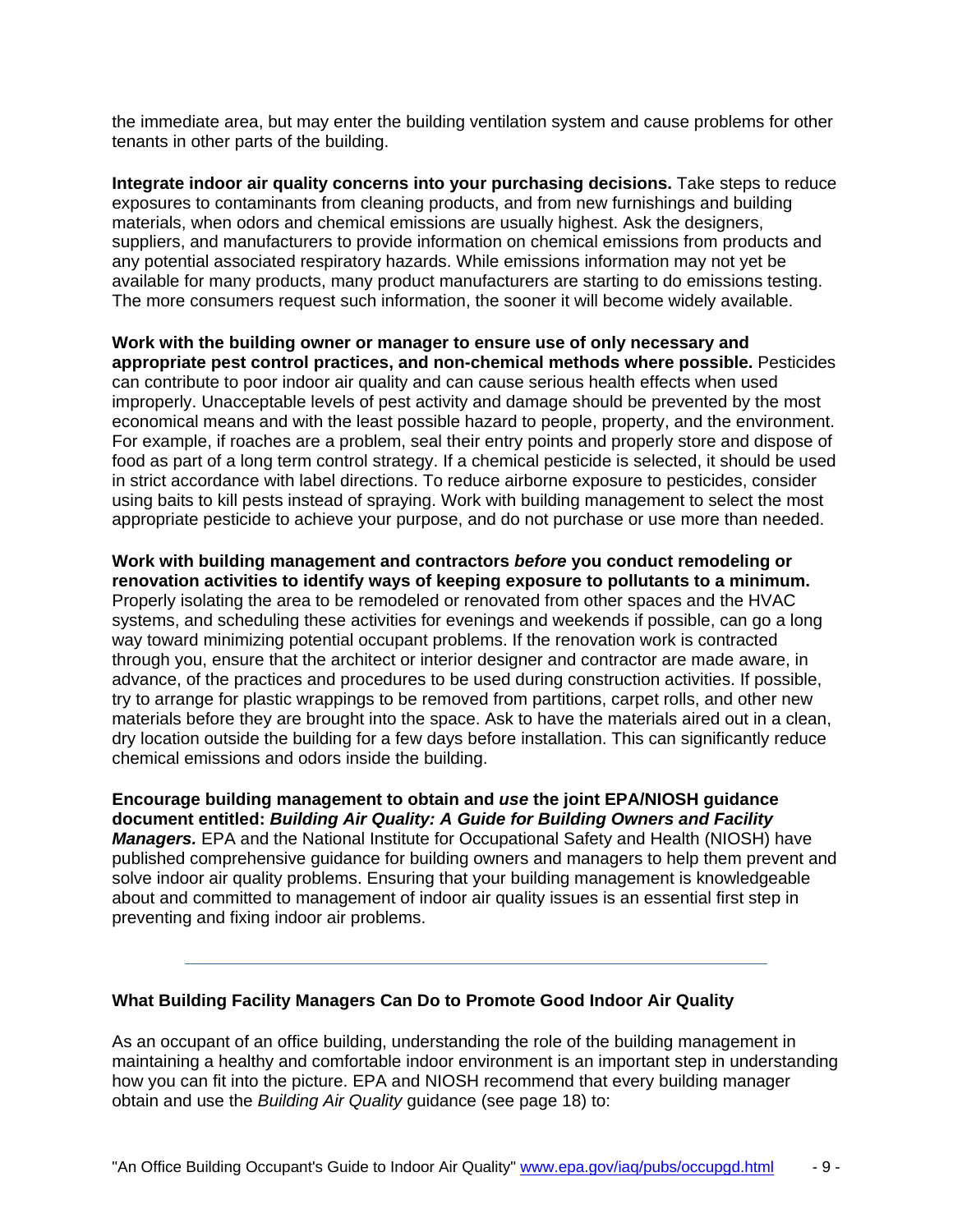the immediate area, but may enter the building ventilation system and cause problems for other tenants in other parts of the building.

**Integrate indoor air quality concerns into your purchasing decisions.** Take steps to reduce exposures to contaminants from cleaning products, and from new furnishings and building materials, when odors and chemical emissions are usually highest. Ask the designers, suppliers, and manufacturers to provide information on chemical emissions from products and any potential associated respiratory hazards. While emissions information may not yet be available for many products, many product manufacturers are starting to do emissions testing. The more consumers request such information, the sooner it will become widely available.

**Work with the building owner or manager to ensure use of only necessary and appropriate pest control practices, and non-chemical methods where possible.** Pesticides can contribute to poor indoor air quality and can cause serious health effects when used improperly. Unacceptable levels of pest activity and damage should be prevented by the most economical means and with the least possible hazard to people, property, and the environment. For example, if roaches are a problem, seal their entry points and properly store and dispose of food as part of a long term control strategy. If a chemical pesticide is selected, it should be used in strict accordance with label directions. To reduce airborne exposure to pesticides, consider using baits to kill pests instead of spraying. Work with building management to select the most appropriate pesticide to achieve your purpose, and do not purchase or use more than needed.

**Work with building management and contractors *before* you conduct remodeling or renovation activities to identify ways of keeping exposure to pollutants to a minimum.** Properly isolating the area to be remodeled or renovated from other spaces and the HVAC systems, and scheduling these activities for evenings and weekends if possible, can go a long way toward minimizing potential occupant problems. If the renovation work is contracted through you, ensure that the architect or interior designer and contractor are made aware, in advance, of the practices and procedures to be used during construction activities. If possible, try to arrange for plastic wrappings to be removed from partitions, carpet rolls, and other new materials before they are brought into the space. Ask to have the materials aired out in a clean, dry location outside the building for a few days before installation. This can significantly reduce chemical emissions and odors inside the building.

**Encourage building management to obtain and *use* the joint EPA/NIOSH guidance document entitled: *Building Air Quality: A Guide for Building Owners and Facility Managers.*** EPA and the National Institute for Occupational Safety and Health (NIOSH) have published comprehensive guidance for building owners and managers to help them prevent and solve indoor air quality problems. Ensuring that your building management is knowledgeable about and committed to management of indoor air quality issues is an essential first step in preventing and fixing indoor air problems.

---

### What Building Facility Managers Can Do to Promote Good Indoor Air Quality

As an occupant of an office building, understanding the role of the building management in maintaining a healthy and comfortable indoor environment is an important step in understanding how you can fit into the picture. EPA and NIOSH recommend that every building manager obtain and use the *Building Air Quality* guidance (see page 18) to: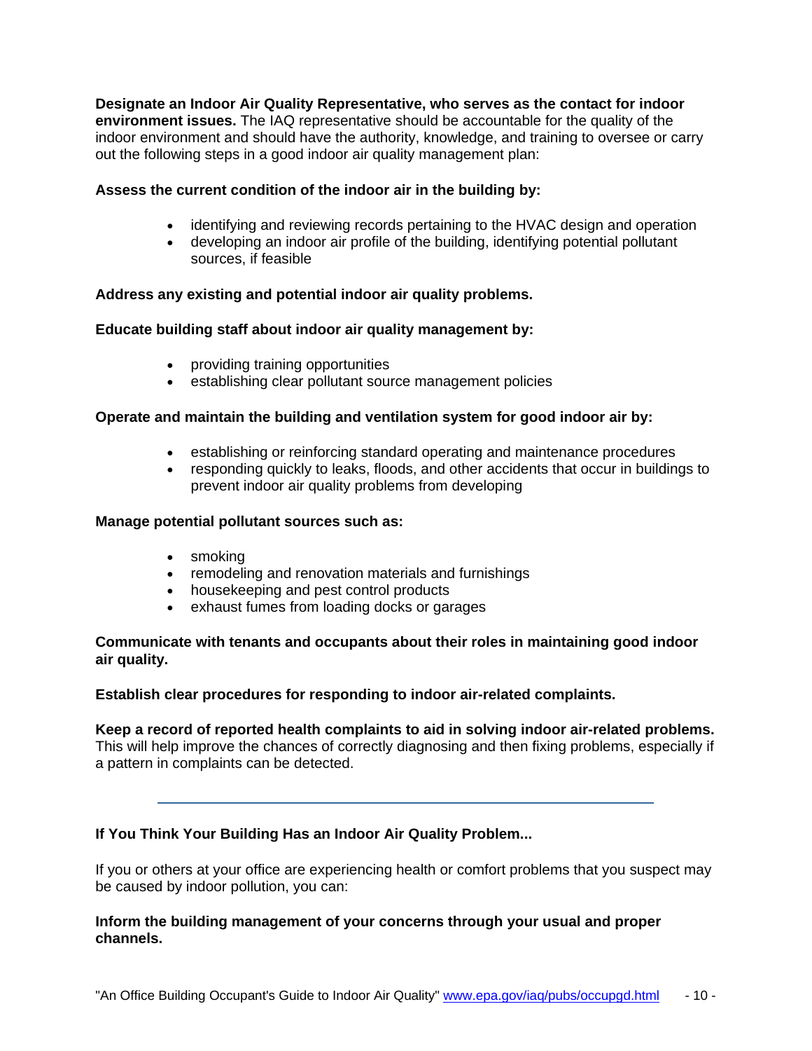**Designate an Indoor Air Quality Representative, who serves as the contact for indoor environment issues.** The IAQ representative should be accountable for the quality of the indoor environment and should have the authority, knowledge, and training to oversee or carry out the following steps in a good indoor air quality management plan:

**Assess the current condition of the indoor air in the building by:**

- identifying and reviewing records pertaining to the HVAC design and operation
- developing an indoor air profile of the building, identifying potential pollutant sources, if feasible

**Address any existing and potential indoor air quality problems.**

**Educate building staff about indoor air quality management by:**

- providing training opportunities
- establishing clear pollutant source management policies

**Operate and maintain the building and ventilation system for good indoor air by:**

- establishing or reinforcing standard operating and maintenance procedures
- responding quickly to leaks, floods, and other accidents that occur in buildings to prevent indoor air quality problems from developing

**Manage potential pollutant sources such as:**

- smoking
- remodeling and renovation materials and furnishings
- housekeeping and pest control products
- exhaust fumes from loading docks or garages

**Communicate with tenants and occupants about their roles in maintaining good indoor air quality.**

**Establish clear procedures for responding to indoor air-related complaints.**

**Keep a record of reported health complaints to aid in solving indoor air-related problems.** This will help improve the chances of correctly diagnosing and then fixing problems, especially if a pattern in complaints can be detected.

---

## If You Think Your Building Has an Indoor Air Quality Problem...

If you or others at your office are experiencing health or comfort problems that you suspect may be caused by indoor pollution, you can:

**Inform the building management of your concerns through your usual and proper channels.**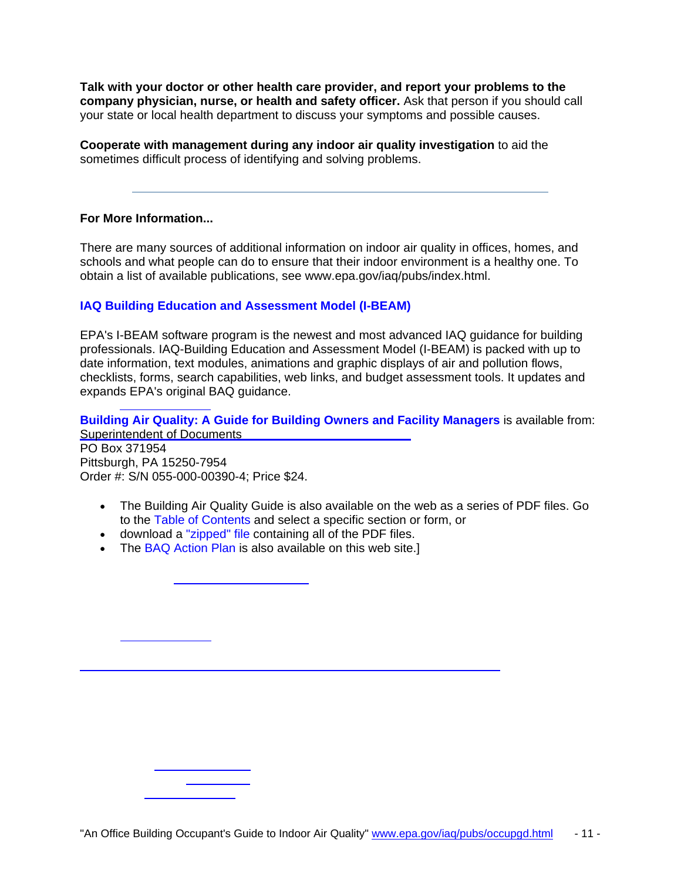**Talk with your doctor or other health care provider, and report your problems to the company physician, nurse, or health and safety officer.** Ask that person if you should call your state or local health department to discuss your symptoms and possible causes.

**Cooperate with management during any indoor air quality investigation** to aid the sometimes difficult process of identifying and solving problems.

---

**For More Information...**

There are many sources of additional information on indoor air quality in offices, homes, and schools and what people can do to ensure that their indoor environment is a healthy one. To obtain a list of available publications, see www.epa.gov/iaq/pubs/index.html.

**IAQ Building Education and Assessment Model (I-BEAM)**

EPA's I-BEAM software program is the newest and most advanced IAQ guidance for building professionals. IAQ-Building Education and Assessment Model (I-BEAM) is packed with up to date information, text modules, animations and graphic displays of air and pollution flows, checklists, forms, search capabilities, web links, and budget assessment tools. It updates and expands EPA's original BAQ guidance.

**Building Air Quality: A Guide for Building Owners and Facility Managers** is available from:
Superintendent of Documents
PO Box 371954
Pittsburgh, PA 15250-7954
Order #: S/N 055-000-00390-4; Price $24.

- The Building Air Quality Guide is also available on the web as a series of PDF files. Go to the Table of Contents and select a specific section or form, or
- download a "zipped" file containing all of the PDF files.
- The BAQ Action Plan is also available on this web site.]